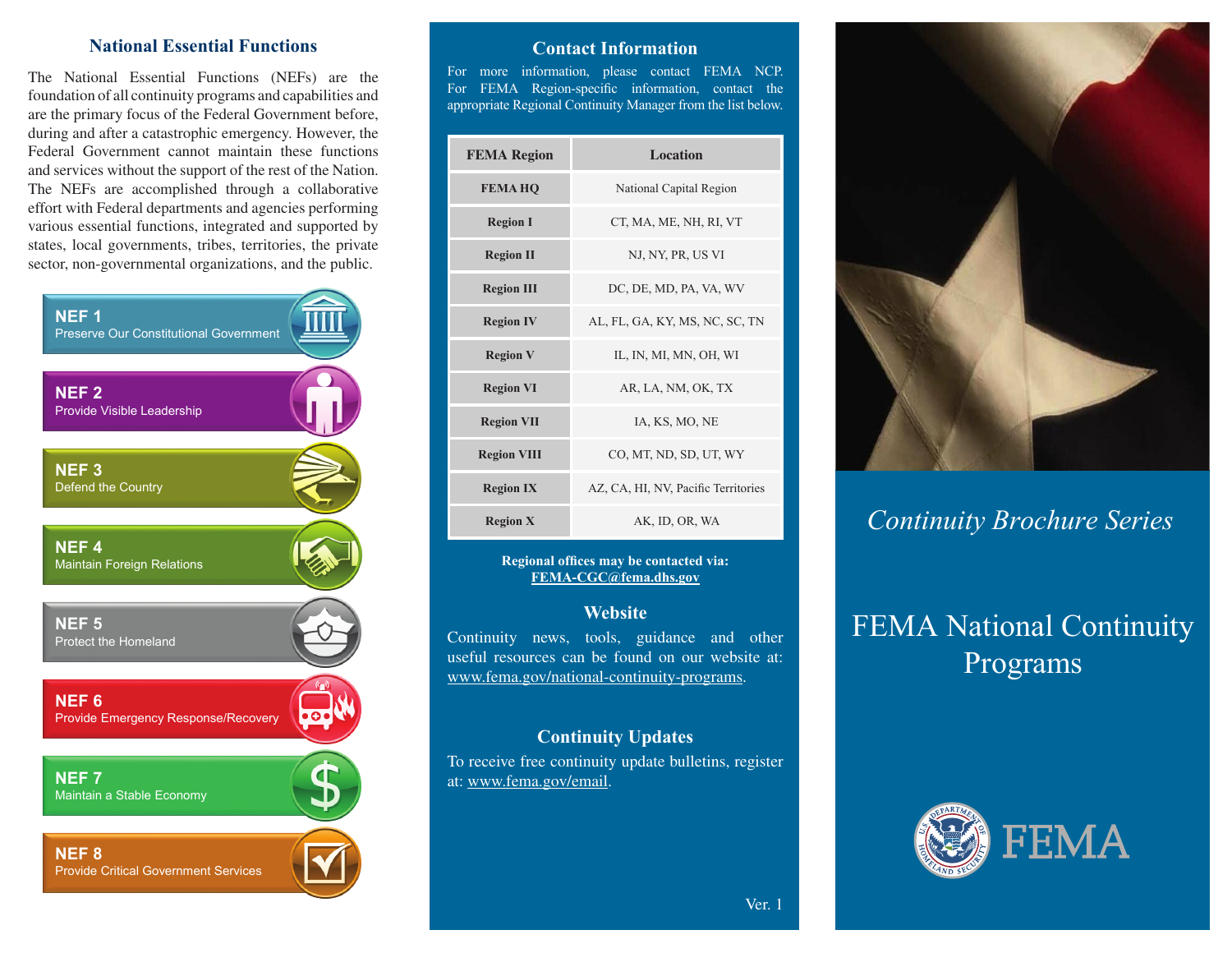## National Essential Functions

The National Essential Functions (NEFs) are the foundation of all continuity programs and capabilities and are the primary focus of the Federal Government before, during and after a catastrophic emergency. However, the Federal Government cannot maintain these functions and services without the support of the rest of the Nation. The NEFs are accomplished through a collaborative effort with Federal departments and agencies performing various essential functions, integrated and supported by states, local governments, tribes, territories, the private sector, non-governmental organizations, and the public.

**NEF 1**
Preserve Our Constitutional Government

**NEF 2**
Provide Visible Leadership

**NEF 3**
Defend the Country

**NEF 4**
Maintain Foreign Relations

**NEF 5**
Protect the Homeland

**NEF 6**
Provide Emergency Response/Recovery

**NEF 7**
Maintain a Stable Economy

**NEF 8**
Provide Critical Government Services

## Contact Information

For more information, please contact FEMA NCP. For FEMA Region-specific information, contact the appropriate Regional Continuity Manager from the list below.

| FEMA Region | Location |
|---|---|
| FEMA HQ | National Capital Region |
| Region I | CT, MA, ME, NH, RI, VT |
| Region II | NJ, NY, PR, US VI |
| Region III | DC, DE, MD, PA, VA, WV |
| Region IV | AL, FL, GA, KY, MS, NC, SC, TN |
| Region V | IL, IN, MI, MN, OH, WI |
| Region VI | AR, LA, NM, OK, TX |
| Region VII | IA, KS, MO, NE |
| Region VIII | CO, MT, ND, SD, UT, WY |
| Region IX | AZ, CA, HI, NV, Pacific Territories |
| Region X | AK, ID, OR, WA |

**Regional offices may be contacted via:**
**FEMA-CGC@fema.dhs.gov**

### Website

Continuity news, tools, guidance and other useful resources can be found on our website at: www.fema.gov/national-continuity-programs.

### Continuity Updates

To receive free continuity update bulletins, register at: www.fema.gov/email.

Ver. 1

*Continuity Brochure Series*

# FEMA National Continuity Programs

FEMA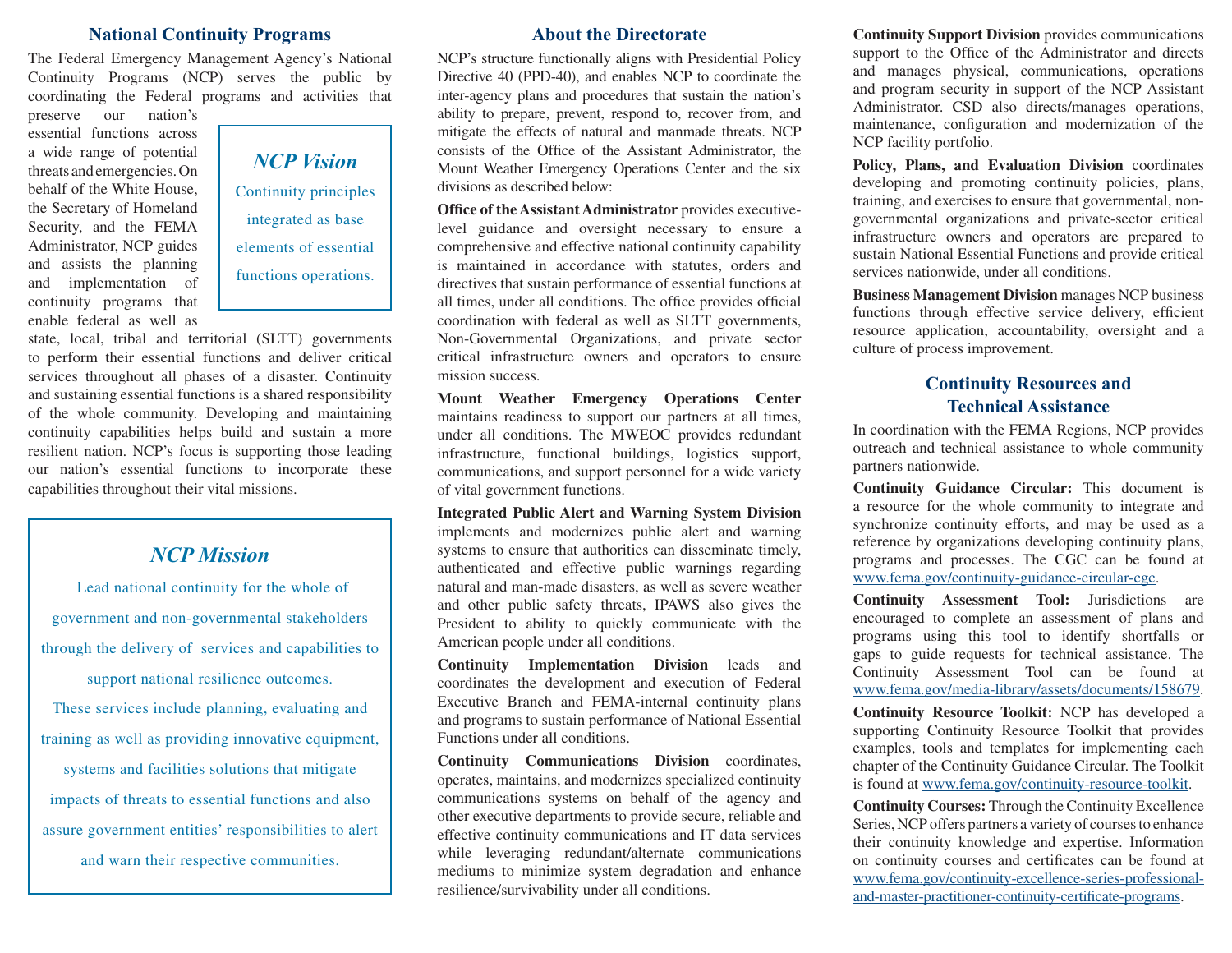## National Continuity Programs

The Federal Emergency Management Agency's National Continuity Programs (NCP) serves the public by coordinating the Federal programs and activities that preserve our nation's essential functions across a wide range of potential threats and emergencies. On behalf of the White House, the Secretary of Homeland Security, and the FEMA Administrator, NCP guides and assists the planning and implementation of continuity programs that enable federal as well as state, local, tribal and territorial (SLTT) governments to perform their essential functions and deliver critical services throughout all phases of a disaster. Continuity and sustaining essential functions is a shared responsibility of the whole community. Developing and maintaining continuity capabilities helps build and sustain a more resilient nation. NCP's focus is supporting those leading our nation's essential functions to incorporate these capabilities throughout their vital missions.

### *NCP Vision*

Continuity principles integrated as base elements of essential functions operations.

### *NCP Mission*

Lead national continuity for the whole of government and non-governmental stakeholders through the delivery of services and capabilities to support national resilience outcomes.

These services include planning, evaluating and training as well as providing innovative equipment, systems and facilities solutions that mitigate impacts of threats to essential functions and also assure government entities' responsibilities to alert and warn their respective communities.

## About the Directorate

NCP's structure functionally aligns with Presidential Policy Directive 40 (PPD-40), and enables NCP to coordinate the inter-agency plans and procedures that sustain the nation's ability to prepare, prevent, respond to, recover from, and mitigate the effects of natural and manmade threats. NCP consists of the Office of the Assistant Administrator, the Mount Weather Emergency Operations Center and the six divisions as described below:

**Office of the Assistant Administrator** provides executive-level guidance and oversight necessary to ensure a comprehensive and effective national continuity capability is maintained in accordance with statutes, orders and directives that sustain performance of essential functions at all times, under all conditions. The office provides official coordination with federal as well as SLTT governments, Non-Governmental Organizations, and private sector critical infrastructure owners and operators to ensure mission success.

**Mount Weather Emergency Operations Center** maintains readiness to support our partners at all times, under all conditions. The MWEOC provides redundant infrastructure, functional buildings, logistics support, communications, and support personnel for a wide variety of vital government functions.

**Integrated Public Alert and Warning System Division** implements and modernizes public alert and warning systems to ensure that authorities can disseminate timely, authenticated and effective public warnings regarding natural and man-made disasters, as well as severe weather and other public safety threats, IPAWS also gives the President to ability to quickly communicate with the American people under all conditions.

**Continuity Implementation Division** leads and coordinates the development and execution of Federal Executive Branch and FEMA-internal continuity plans and programs to sustain performance of National Essential Functions under all conditions.

**Continuity Communications Division** coordinates, operates, maintains, and modernizes specialized continuity communications systems on behalf of the agency and other executive departments to provide secure, reliable and effective continuity communications and IT data services while leveraging redundant/alternate communications mediums to minimize system degradation and enhance resilience/survivability under all conditions.

**Continuity Support Division** provides communications support to the Office of the Administrator and directs and manages physical, communications, operations and program security in support of the NCP Assistant Administrator. CSD also directs/manages operations, maintenance, configuration and modernization of the NCP facility portfolio.

**Policy, Plans, and Evaluation Division** coordinates developing and promoting continuity policies, plans, training, and exercises to ensure that governmental, non-governmental organizations and private-sector critical infrastructure owners and operators are prepared to sustain National Essential Functions and provide critical services nationwide, under all conditions.

**Business Management Division** manages NCP business functions through effective service delivery, efficient resource application, accountability, oversight and a culture of process improvement.

## Continuity Resources and Technical Assistance

In coordination with the FEMA Regions, NCP provides outreach and technical assistance to whole community partners nationwide.

**Continuity Guidance Circular:** This document is a resource for the whole community to integrate and synchronize continuity efforts, and may be used as a reference by organizations developing continuity plans, programs and processes. The CGC can be found at www.fema.gov/continuity-guidance-circular-cgc.

**Continuity Assessment Tool:** Jurisdictions are encouraged to complete an assessment of plans and programs using this tool to identify shortfalls or gaps to guide requests for technical assistance. The Continuity Assessment Tool can be found at www.fema.gov/media-library/assets/documents/158679.

**Continuity Resource Toolkit:** NCP has developed a supporting Continuity Resource Toolkit that provides examples, tools and templates for implementing each chapter of the Continuity Guidance Circular. The Toolkit is found at www.fema.gov/continuity-resource-toolkit.

**Continuity Courses:** Through the Continuity Excellence Series, NCP offers partners a variety of courses to enhance their continuity knowledge and expertise. Information on continuity courses and certificates can be found at www.fema.gov/continuity-excellence-series-professional-and-master-practitioner-continuity-certificate-programs.